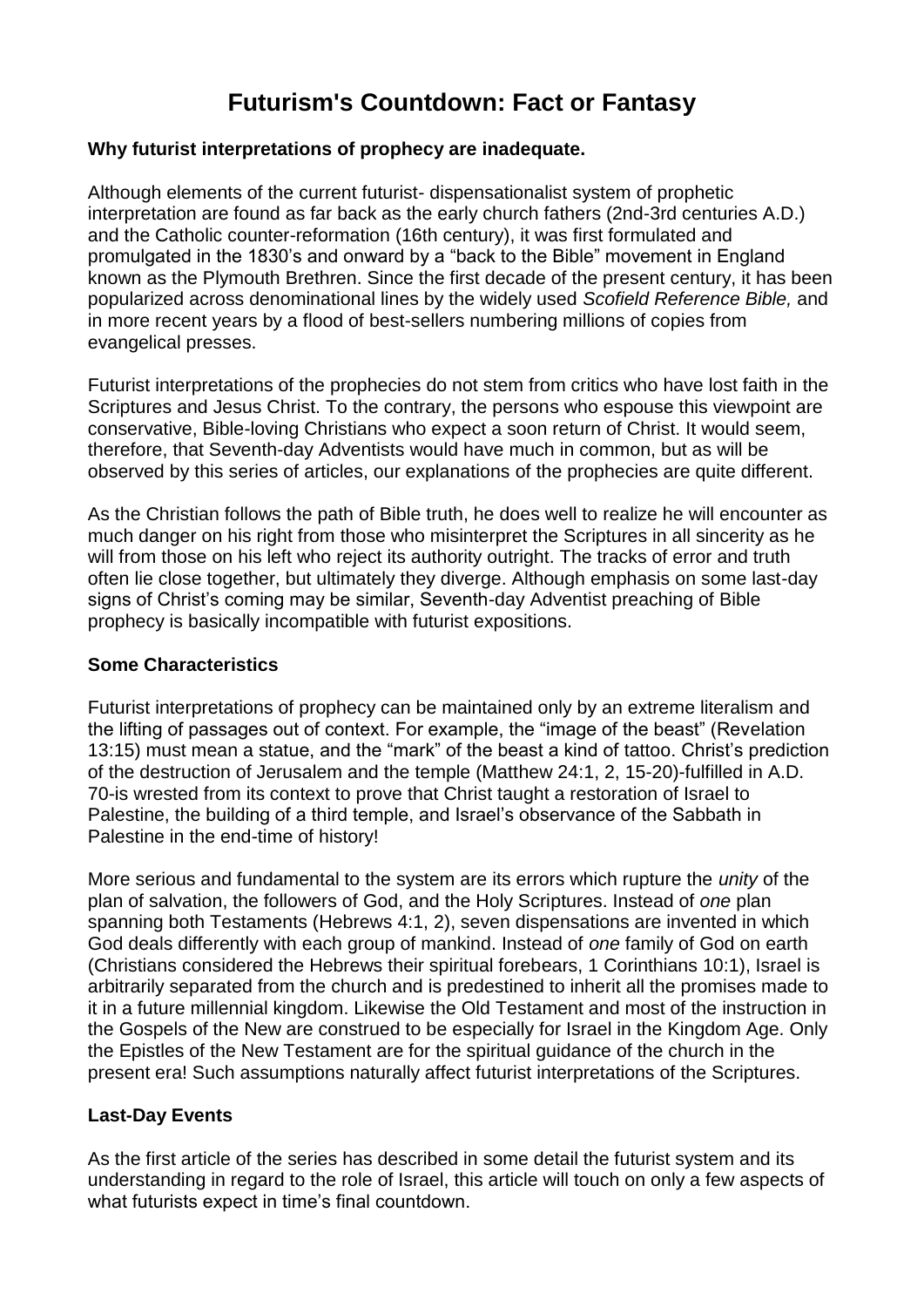# Futurism's Countdown: Fact or Fantasy

**Why futurist interpretations of prophecy are inadequate.**

Although elements of the current futurist- dispensationalist system of prophetic interpretation are found as far back as the early church fathers (2nd-3rd centuries A.D.) and the Catholic counter-reformation (16th century), it was first formulated and promulgated in the 1830's and onward by a "back to the Bible" movement in England known as the Plymouth Brethren. Since the first decade of the present century, it has been popularized across denominational lines by the widely used *Scofield Reference Bible,* and in more recent years by a flood of best-sellers numbering millions of copies from evangelical presses.

Futurist interpretations of the prophecies do not stem from critics who have lost faith in the Scriptures and Jesus Christ. To the contrary, the persons who espouse this viewpoint are conservative, Bible-loving Christians who expect a soon return of Christ. It would seem, therefore, that Seventh-day Adventists would have much in common, but as will be observed by this series of articles, our explanations of the prophecies are quite different.

As the Christian follows the path of Bible truth, he does well to realize he will encounter as much danger on his right from those who misinterpret the Scriptures in all sincerity as he will from those on his left who reject its authority outright. The tracks of error and truth often lie close together, but ultimately they diverge. Although emphasis on some last-day signs of Christ's coming may be similar, Seventh-day Adventist preaching of Bible prophecy is basically incompatible with futurist expositions.

**Some Characteristics**

Futurist interpretations of prophecy can be maintained only by an extreme literalism and the lifting of passages out of context. For example, the "image of the beast" (Revelation 13:15) must mean a statue, and the "mark" of the beast a kind of tattoo. Christ's prediction of the destruction of Jerusalem and the temple (Matthew 24:1, 2, 15-20)-fulfilled in A.D. 70-is wrested from its context to prove that Christ taught a restoration of Israel to Palestine, the building of a third temple, and Israel's observance of the Sabbath in Palestine in the end-time of history!

More serious and fundamental to the system are its errors which rupture the *unity* of the plan of salvation, the followers of God, and the Holy Scriptures. Instead of *one* plan spanning both Testaments (Hebrews 4:1, 2), seven dispensations are invented in which God deals differently with each group of mankind. Instead of *one* family of God on earth (Christians considered the Hebrews their spiritual forebears, 1 Corinthians 10:1), Israel is arbitrarily separated from the church and is predestined to inherit all the promises made to it in a future millennial kingdom. Likewise the Old Testament and most of the instruction in the Gospels of the New are construed to be especially for Israel in the Kingdom Age. Only the Epistles of the New Testament are for the spiritual guidance of the church in the present era! Such assumptions naturally affect futurist interpretations of the Scriptures.

**Last-Day Events**

As the first article of the series has described in some detail the futurist system and its understanding in regard to the role of Israel, this article will touch on only a few aspects of what futurists expect in time's final countdown.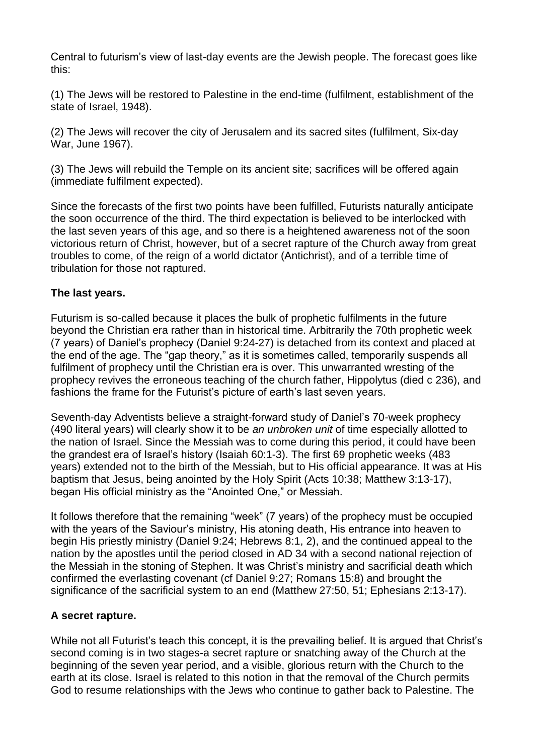Central to futurism's view of last-day events are the Jewish people. The forecast goes like this:

(1) The Jews will be restored to Palestine in the end-time (fulfilment, establishment of the state of Israel, 1948).

(2) The Jews will recover the city of Jerusalem and its sacred sites (fulfilment, Six-day War, June 1967).

(3) The Jews will rebuild the Temple on its ancient site; sacrifices will be offered again (immediate fulfilment expected).

Since the forecasts of the first two points have been fulfilled, Futurists naturally anticipate the soon occurrence of the third. The third expectation is believed to be interlocked with the last seven years of this age, and so there is a heightened awareness not of the soon victorious return of Christ, however, but of a secret rapture of the Church away from great troubles to come, of the reign of a world dictator (Antichrist), and of a terrible time of tribulation for those not raptured.

**The last years.**

Futurism is so-called because it places the bulk of prophetic fulfilments in the future beyond the Christian era rather than in historical time. Arbitrarily the 70th prophetic week (7 years) of Daniel's prophecy (Daniel 9:24-27) is detached from its context and placed at the end of the age. The "gap theory," as it is sometimes called, temporarily suspends all fulfilment of prophecy until the Christian era is over. This unwarranted wresting of the prophecy revives the erroneous teaching of the church father, Hippolytus (died c 236), and fashions the frame for the Futurist's picture of earth's last seven years.

Seventh-day Adventists believe a straight-forward study of Daniel's 70-week prophecy (490 literal years) will clearly show it to be *an unbroken unit* of time especially allotted to the nation of Israel. Since the Messiah was to come during this period, it could have been the grandest era of Israel's history (Isaiah 60:1-3). The first 69 prophetic weeks (483 years) extended not to the birth of the Messiah, but to His official appearance. It was at His baptism that Jesus, being anointed by the Holy Spirit (Acts 10:38; Matthew 3:13-17), began His official ministry as the "Anointed One," or Messiah.

It follows therefore that the remaining "week" (7 years) of the prophecy must be occupied with the years of the Saviour's ministry, His atoning death, His entrance into heaven to begin His priestly ministry (Daniel 9:24; Hebrews 8:1, 2), and the continued appeal to the nation by the apostles until the period closed in AD 34 with a second national rejection of the Messiah in the stoning of Stephen. It was Christ's ministry and sacrificial death which confirmed the everlasting covenant (cf Daniel 9:27; Romans 15:8) and brought the significance of the sacrificial system to an end (Matthew 27:50, 51; Ephesians 2:13-17).

**A secret rapture.**

While not all Futurist's teach this concept, it is the prevailing belief. It is argued that Christ's second coming is in two stages-a secret rapture or snatching away of the Church at the beginning of the seven year period, and a visible, glorious return with the Church to the earth at its close. Israel is related to this notion in that the removal of the Church permits God to resume relationships with the Jews who continue to gather back to Palestine. The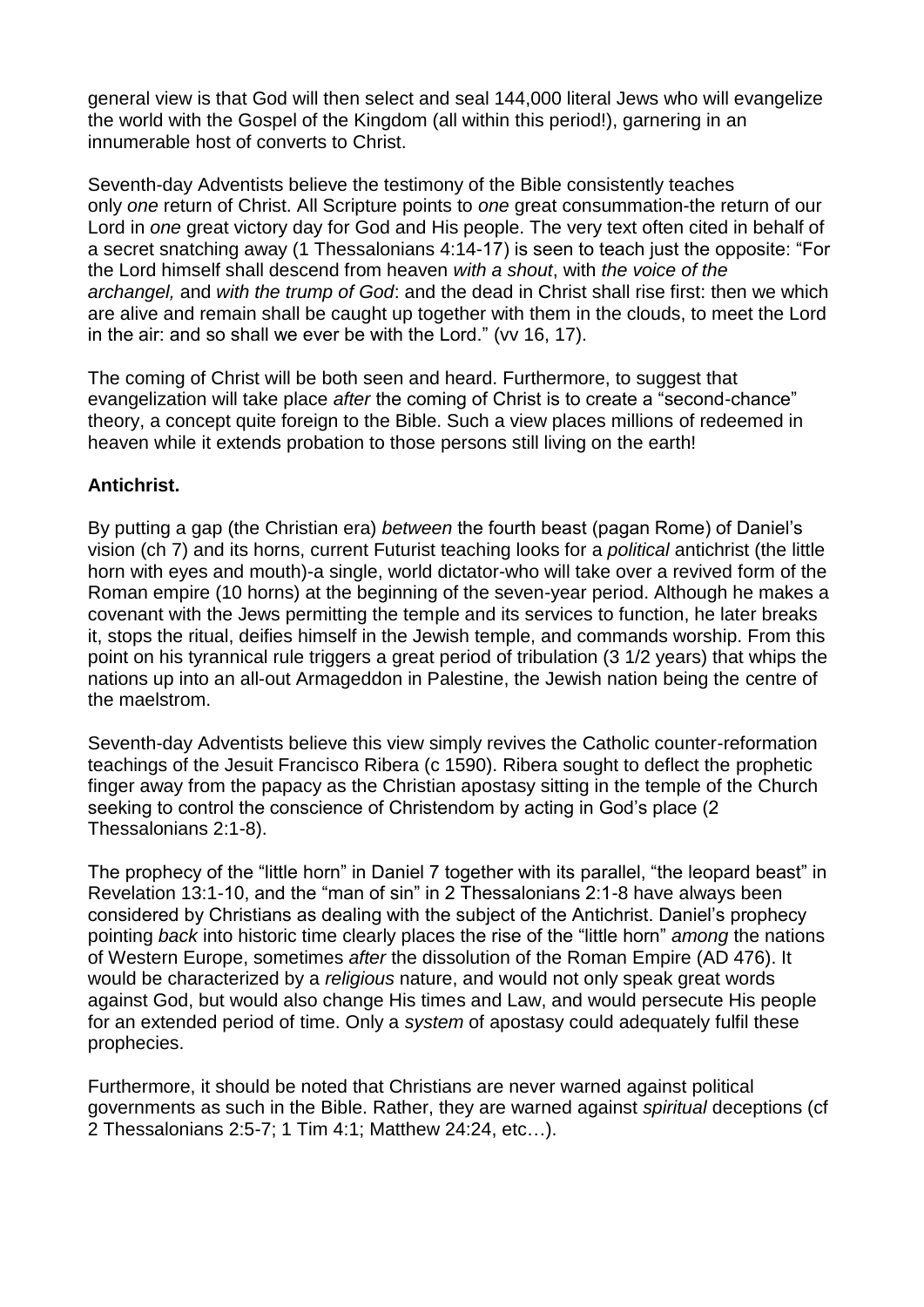general view is that God will then select and seal 144,000 literal Jews who will evangelize the world with the Gospel of the Kingdom (all within this period!), garnering in an innumerable host of converts to Christ.

Seventh-day Adventists believe the testimony of the Bible consistently teaches only *one* return of Christ. All Scripture points to *one* great consummation-the return of our Lord in *one* great victory day for God and His people. The very text often cited in behalf of a secret snatching away (1 Thessalonians 4:14-17) is seen to teach just the opposite: "For the Lord himself shall descend from heaven *with a shout*, with *the voice of the archangel,* and *with the trump of God*: and the dead in Christ shall rise first: then we which are alive and remain shall be caught up together with them in the clouds, to meet the Lord in the air: and so shall we ever be with the Lord." (vv 16, 17).

The coming of Christ will be both seen and heard. Furthermore, to suggest that evangelization will take place *after* the coming of Christ is to create a "second-chance" theory, a concept quite foreign to the Bible. Such a view places millions of redeemed in heaven while it extends probation to those persons still living on the earth!

**Antichrist.**

By putting a gap (the Christian era) *between* the fourth beast (pagan Rome) of Daniel's vision (ch 7) and its horns, current Futurist teaching looks for a *political* antichrist (the little horn with eyes and mouth)-a single, world dictator-who will take over a revived form of the Roman empire (10 horns) at the beginning of the seven-year period. Although he makes a covenant with the Jews permitting the temple and its services to function, he later breaks it, stops the ritual, deifies himself in the Jewish temple, and commands worship. From this point on his tyrannical rule triggers a great period of tribulation (3 1/2 years) that whips the nations up into an all-out Armageddon in Palestine, the Jewish nation being the centre of the maelstrom.

Seventh-day Adventists believe this view simply revives the Catholic counter-reformation teachings of the Jesuit Francisco Ribera (c 1590). Ribera sought to deflect the prophetic finger away from the papacy as the Christian apostasy sitting in the temple of the Church seeking to control the conscience of Christendom by acting in God's place (2 Thessalonians 2:1-8).

The prophecy of the "little horn" in Daniel 7 together with its parallel, "the leopard beast" in Revelation 13:1-10, and the "man of sin" in 2 Thessalonians 2:1-8 have always been considered by Christians as dealing with the subject of the Antichrist. Daniel's prophecy pointing *back* into historic time clearly places the rise of the "little horn" *among* the nations of Western Europe, sometimes *after* the dissolution of the Roman Empire (AD 476). It would be characterized by a *religious* nature, and would not only speak great words against God, but would also change His times and Law, and would persecute His people for an extended period of time. Only a *system* of apostasy could adequately fulfil these prophecies.

Furthermore, it should be noted that Christians are never warned against political governments as such in the Bible. Rather, they are warned against *spiritual* deceptions (cf 2 Thessalonians 2:5-7; 1 Tim 4:1; Matthew 24:24, etc…).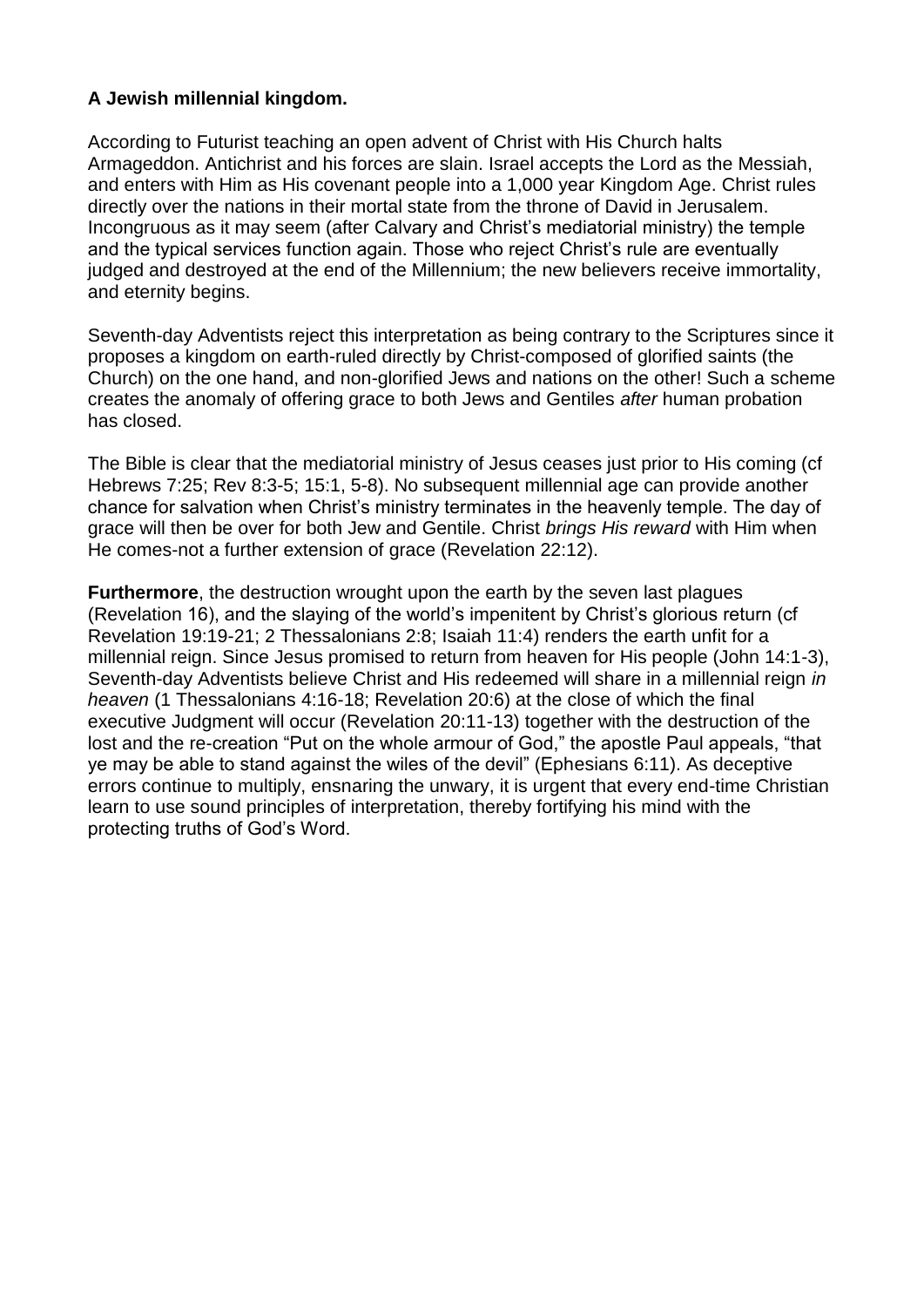**A Jewish millennial kingdom.**

According to Futurist teaching an open advent of Christ with His Church halts Armageddon. Antichrist and his forces are slain. Israel accepts the Lord as the Messiah, and enters with Him as His covenant people into a 1,000 year Kingdom Age. Christ rules directly over the nations in their mortal state from the throne of David in Jerusalem. Incongruous as it may seem (after Calvary and Christ's mediatorial ministry) the temple and the typical services function again. Those who reject Christ's rule are eventually judged and destroyed at the end of the Millennium; the new believers receive immortality, and eternity begins.

Seventh-day Adventists reject this interpretation as being contrary to the Scriptures since it proposes a kingdom on earth-ruled directly by Christ-composed of glorified saints (the Church) on the one hand, and non-glorified Jews and nations on the other! Such a scheme creates the anomaly of offering grace to both Jews and Gentiles *after* human probation has closed.

The Bible is clear that the mediatorial ministry of Jesus ceases just prior to His coming (cf Hebrews 7:25; Rev 8:3-5; 15:1, 5-8). No subsequent millennial age can provide another chance for salvation when Christ's ministry terminates in the heavenly temple. The day of grace will then be over for both Jew and Gentile. Christ *brings His reward* with Him when He comes-not a further extension of grace (Revelation 22:12).

**Furthermore**, the destruction wrought upon the earth by the seven last plagues (Revelation 16), and the slaying of the world's impenitent by Christ's glorious return (cf Revelation 19:19-21; 2 Thessalonians 2:8; Isaiah 11:4) renders the earth unfit for a millennial reign. Since Jesus promised to return from heaven for His people (John 14:1-3), Seventh-day Adventists believe Christ and His redeemed will share in a millennial reign *in heaven* (1 Thessalonians 4:16-18; Revelation 20:6) at the close of which the final executive Judgment will occur (Revelation 20:11-13) together with the destruction of the lost and the re-creation "Put on the whole armour of God," the apostle Paul appeals, "that ye may be able to stand against the wiles of the devil" (Ephesians 6:11). As deceptive errors continue to multiply, ensnaring the unwary, it is urgent that every end-time Christian learn to use sound principles of interpretation, thereby fortifying his mind with the protecting truths of God's Word.